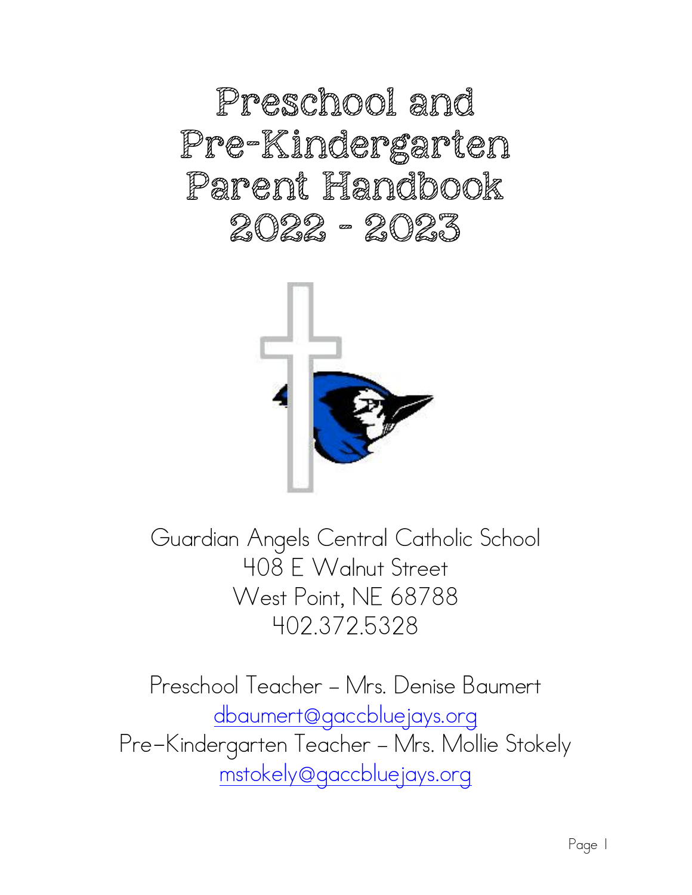# Preschool and Pre-Kindergarten Parent Handbook 2022 - 2023

Guardian Angels Central Catholic School
408 E Walnut Street
West Point, NE 68788
402.372.5328

Preschool Teacher – Mrs. Denise Baumert
dbaumert@gaccbluejays.org
Pre-Kindergarten Teacher – Mrs. Mollie Stokely
mstokely@gaccbluejays.org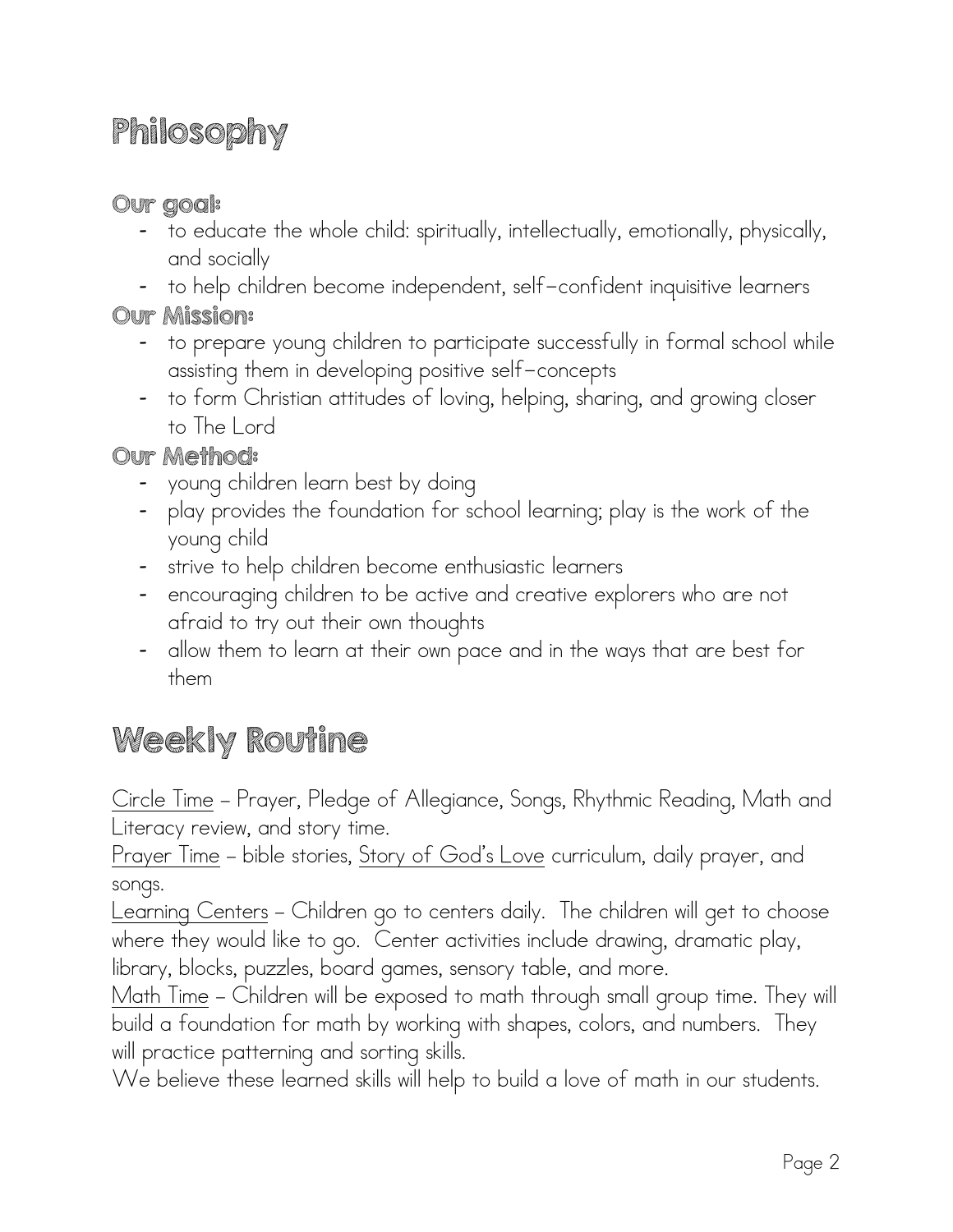# Philosophy

### Our goal:

- to educate the whole child: spiritually, intellectually, emotionally, physically, and socially
- to help children become independent, self-confident inquisitive learners

### Our Mission:

- to prepare young children to participate successfully in formal school while assisting them in developing positive self-concepts
- to form Christian attitudes of loving, helping, sharing, and growing closer to The Lord

### Our Method:

- young children learn best by doing
- play provides the foundation for school learning; play is the work of the young child
- strive to help children become enthusiastic learners
- encouraging children to be active and creative explorers who are not afraid to try out their own thoughts
- allow them to learn at their own pace and in the ways that are best for them

# Weekly Routine

Circle Time – Prayer, Pledge of Allegiance, Songs, Rhythmic Reading, Math and Literacy review, and story time.

Prayer Time – bible stories, Story of God's Love curriculum, daily prayer, and songs.

Learning Centers – Children go to centers daily. The children will get to choose where they would like to go. Center activities include drawing, dramatic play, library, blocks, puzzles, board games, sensory table, and more.

Math Time – Children will be exposed to math through small group time. They will build a foundation for math by working with shapes, colors, and numbers. They will practice patterning and sorting skills.

We believe these learned skills will help to build a love of math in our students.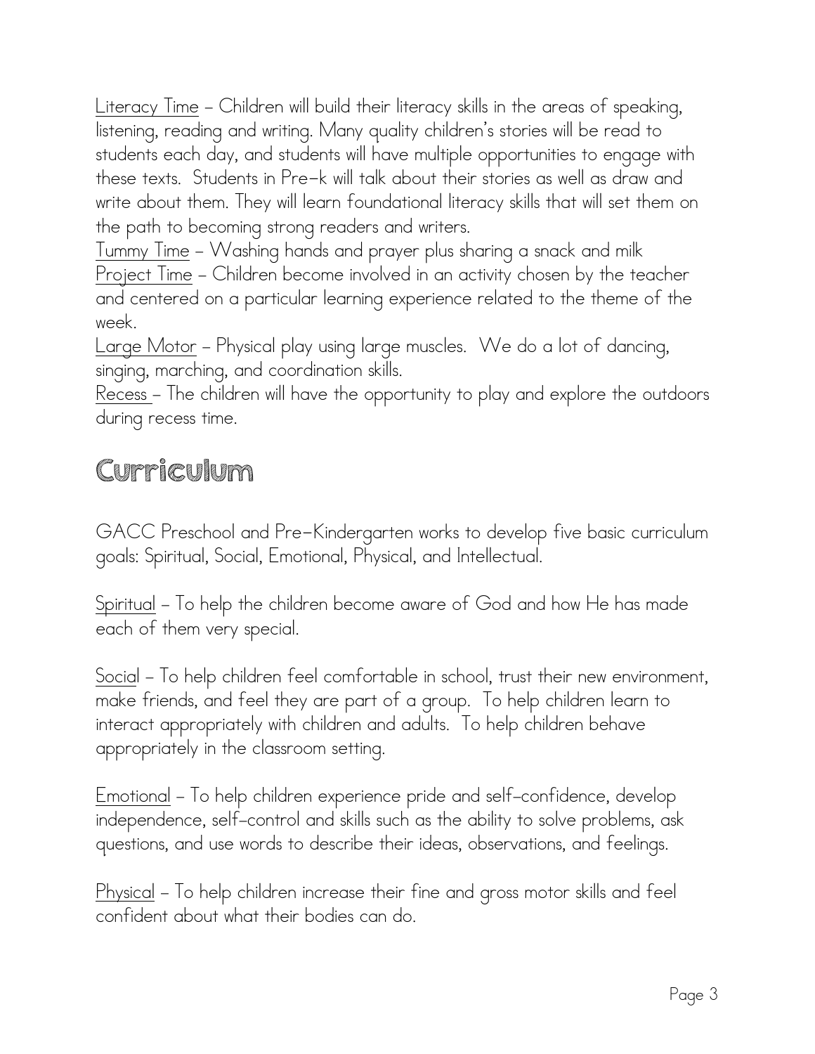Literacy Time – Children will build their literacy skills in the areas of speaking, listening, reading and writing. Many quality children's stories will be read to students each day, and students will have multiple opportunities to engage with these texts. Students in Pre-k will talk about their stories as well as draw and write about them. They will learn foundational literacy skills that will set them on the path to becoming strong readers and writers.

Tummy Time – Washing hands and prayer plus sharing a snack and milk

Project Time – Children become involved in an activity chosen by the teacher and centered on a particular learning experience related to the theme of the week.

Large Motor – Physical play using large muscles. We do a lot of dancing, singing, marching, and coordination skills.

Recess – The children will have the opportunity to play and explore the outdoors during recess time.

# Curriculum

GACC Preschool and Pre-Kindergarten works to develop five basic curriculum goals: Spiritual, Social, Emotional, Physical, and Intellectual.

Spiritual – To help the children become aware of God and how He has made each of them very special.

Social – To help children feel comfortable in school, trust their new environment, make friends, and feel they are part of a group. To help children learn to interact appropriately with children and adults. To help children behave appropriately in the classroom setting.

Emotional – To help children experience pride and self-confidence, develop independence, self-control and skills such as the ability to solve problems, ask questions, and use words to describe their ideas, observations, and feelings.

Physical – To help children increase their fine and gross motor skills and feel confident about what their bodies can do.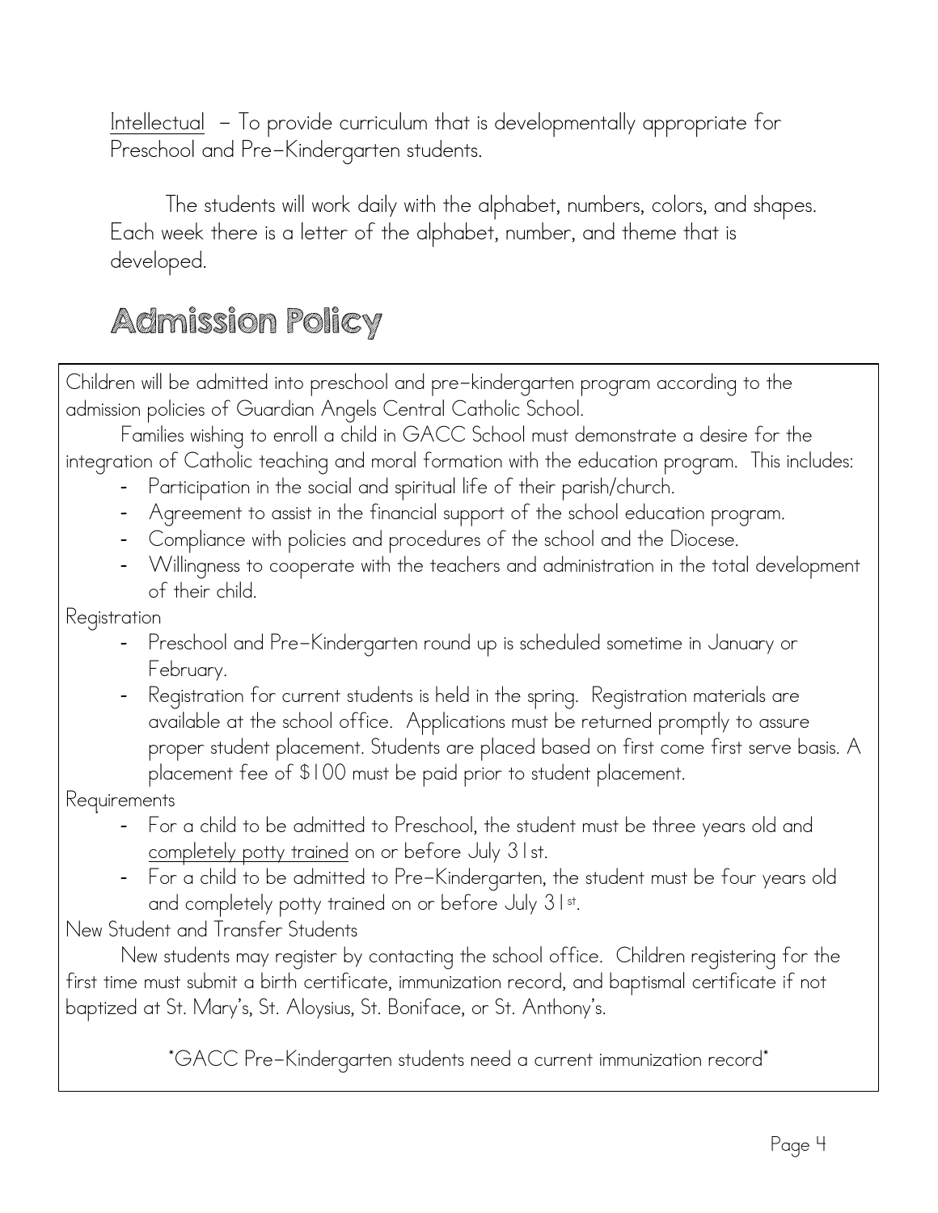Intellectual – To provide curriculum that is developmentally appropriate for Preschool and Pre-Kindergarten students.

The students will work daily with the alphabet, numbers, colors, and shapes. Each week there is a letter of the alphabet, number, and theme that is developed.

## Admission Policy

Children will be admitted into preschool and pre-kindergarten program according to the admission policies of Guardian Angels Central Catholic School.

Families wishing to enroll a child in GACC School must demonstrate a desire for the integration of Catholic teaching and moral formation with the education program. This includes:

- Participation in the social and spiritual life of their parish/church.
- Agreement to assist in the financial support of the school education program.
- Compliance with policies and procedures of the school and the Diocese.
- Willingness to cooperate with the teachers and administration in the total development of their child.

Registration

- Preschool and Pre-Kindergarten round up is scheduled sometime in January or February.
- Registration for current students is held in the spring. Registration materials are available at the school office. Applications must be returned promptly to assure proper student placement. Students are placed based on first come first serve basis. A placement fee of $100 must be paid prior to student placement.

Requirements

- For a child to be admitted to Preschool, the student must be three years old and completely potty trained on or before July 31st.
- For a child to be admitted to Pre-Kindergarten, the student must be four years old and completely potty trained on or before July 31st.

New Student and Transfer Students

New students may register by contacting the school office. Children registering for the first time must submit a birth certificate, immunization record, and baptismal certificate if not baptized at St. Mary's, St. Aloysius, St. Boniface, or St. Anthony's.

*GACC Pre-Kindergarten students need a current immunization record*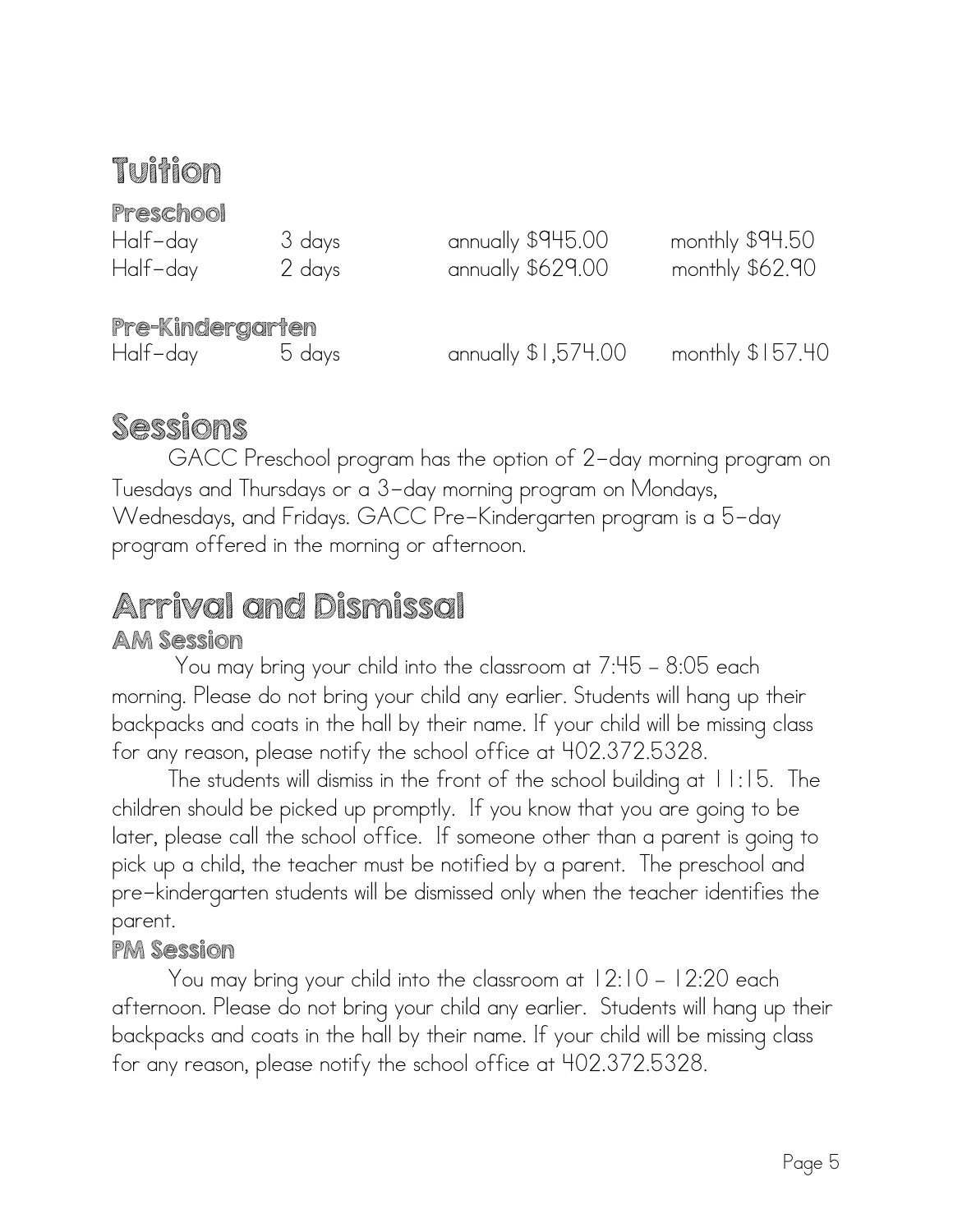# Tuition

### Preschool

| | | | |
|---|---|---|---|
| Half-day | 3 days | annually $945.00 | monthly $94.50 |
| Half-day | 2 days | annually $629.00 | monthly $62.90 |

### Pre-Kindergarten

| | | | |
|---|---|---|---|
| Half-day | 5 days | annually $1,574.00 | monthly $157.40 |

# Sessions

GACC Preschool program has the option of 2-day morning program on Tuesdays and Thursdays or a 3-day morning program on Mondays, Wednesdays, and Fridays. GACC Pre-Kindergarten program is a 5-day program offered in the morning or afternoon.

# Arrival and Dismissal

### AM Session

You may bring your child into the classroom at 7:45 – 8:05 each morning. Please do not bring your child any earlier. Students will hang up their backpacks and coats in the hall by their name. If your child will be missing class for any reason, please notify the school office at 402.372.5328.

The students will dismiss in the front of the school building at 11:15. The children should be picked up promptly. If you know that you are going to be later, please call the school office. If someone other than a parent is going to pick up a child, the teacher must be notified by a parent. The preschool and pre-kindergarten students will be dismissed only when the teacher identifies the parent.

### PM Session

You may bring your child into the classroom at 12:10 – 12:20 each afternoon. Please do not bring your child any earlier. Students will hang up their backpacks and coats in the hall by their name. If your child will be missing class for any reason, please notify the school office at 402.372.5328.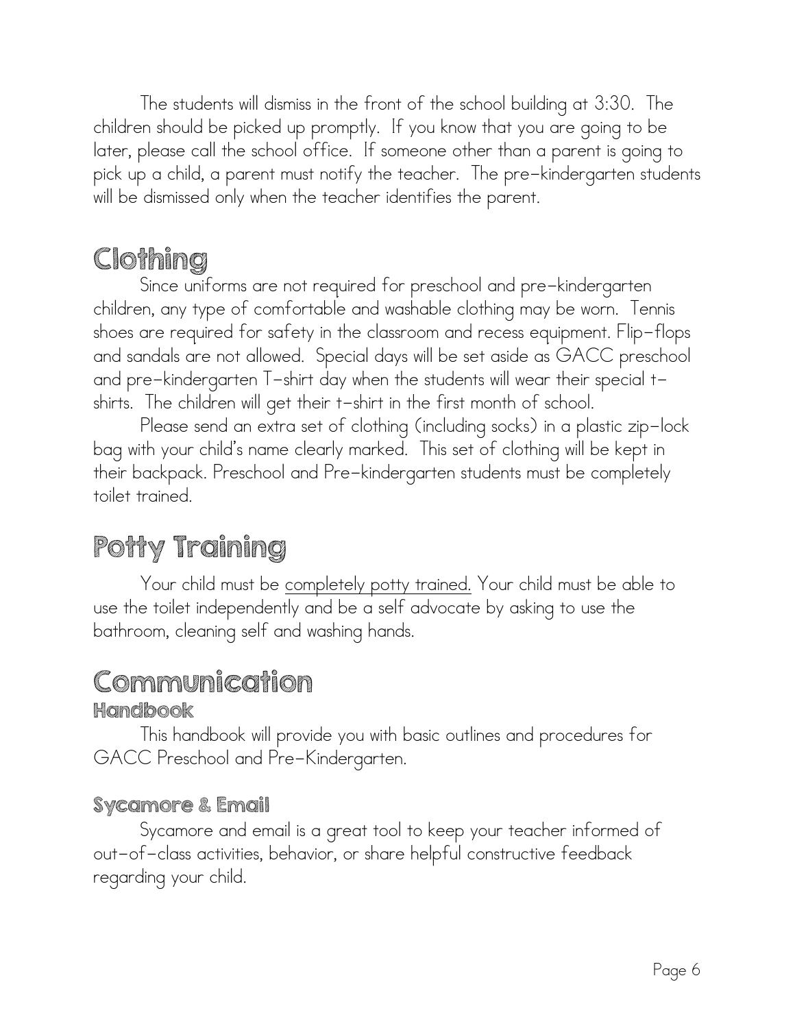The students will dismiss in the front of the school building at 3:30. The children should be picked up promptly. If you know that you are going to be later, please call the school office. If someone other than a parent is going to pick up a child, a parent must notify the teacher. The pre-kindergarten students will be dismissed only when the teacher identifies the parent.

# Clothing

Since uniforms are not required for preschool and pre-kindergarten children, any type of comfortable and washable clothing may be worn. Tennis shoes are required for safety in the classroom and recess equipment. Flip-flops and sandals are not allowed. Special days will be set aside as GACC preschool and pre-kindergarten T-shirt day when the students will wear their special t-shirts. The children will get their t-shirt in the first month of school.

Please send an extra set of clothing (including socks) in a plastic zip-lock bag with your child's name clearly marked. This set of clothing will be kept in their backpack. Preschool and Pre-kindergarten students must be completely toilet trained.

# Potty Training

Your child must be <u>completely potty trained.</u> Your child must be able to use the toilet independently and be a self advocate by asking to use the bathroom, cleaning self and washing hands.

# Communication

## Handbook

This handbook will provide you with basic outlines and procedures for GACC Preschool and Pre-Kindergarten.

## Sycamore & Email

Sycamore and email is a great tool to keep your teacher informed of out-of-class activities, behavior, or share helpful constructive feedback regarding your child.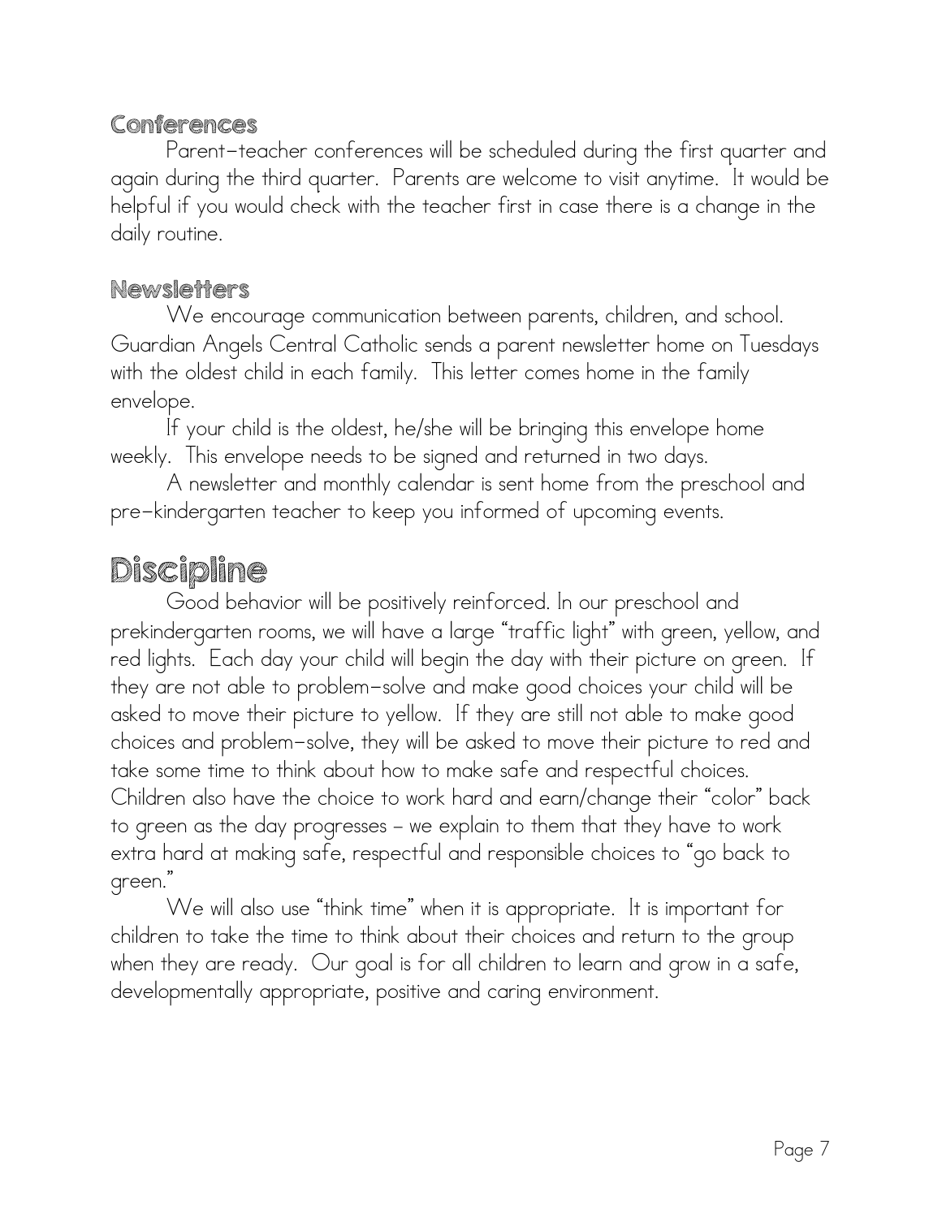### Conferences

Parent-teacher conferences will be scheduled during the first quarter and again during the third quarter. Parents are welcome to visit anytime. It would be helpful if you would check with the teacher first in case there is a change in the daily routine.

### Newsletters

We encourage communication between parents, children, and school. Guardian Angels Central Catholic sends a parent newsletter home on Tuesdays with the oldest child in each family. This letter comes home in the family envelope.

If your child is the oldest, he/she will be bringing this envelope home weekly. This envelope needs to be signed and returned in two days.

A newsletter and monthly calendar is sent home from the preschool and pre-kindergarten teacher to keep you informed of upcoming events.

## Discipline

Good behavior will be positively reinforced. In our preschool and prekindergarten rooms, we will have a large "traffic light" with green, yellow, and red lights. Each day your child will begin the day with their picture on green. If they are not able to problem-solve and make good choices your child will be asked to move their picture to yellow. If they are still not able to make good choices and problem-solve, they will be asked to move their picture to red and take some time to think about how to make safe and respectful choices. Children also have the choice to work hard and earn/change their "color" back to green as the day progresses – we explain to them that they have to work extra hard at making safe, respectful and responsible choices to "go back to green."

We will also use "think time" when it is appropriate. It is important for children to take the time to think about their choices and return to the group when they are ready. Our goal is for all children to learn and grow in a safe, developmentally appropriate, positive and caring environment.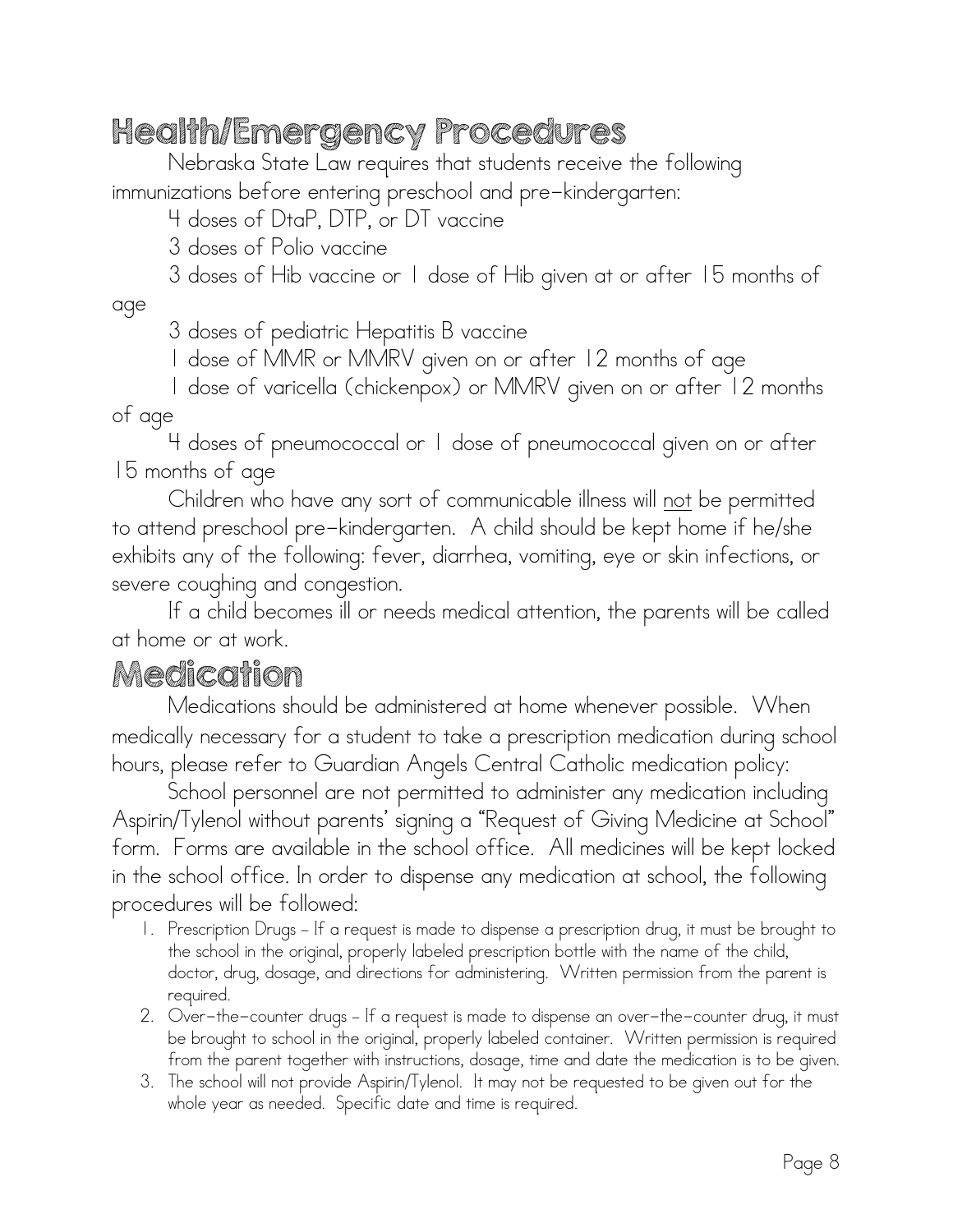# Health/Emergency Procedures

Nebraska State Law requires that students receive the following immunizations before entering preschool and pre-kindergarten:

4 doses of DtaP, DTP, or DT vaccine

3 doses of Polio vaccine

3 doses of Hib vaccine or 1 dose of Hib given at or after 15 months of age

3 doses of pediatric Hepatitis B vaccine

1 dose of MMR or MMRV given on or after 12 months of age

1 dose of varicella (chickenpox) or MMRV given on or after 12 months of age

4 doses of pneumococcal or 1 dose of pneumococcal given on or after 15 months of age

Children who have any sort of communicable illness will not be permitted to attend preschool pre-kindergarten. A child should be kept home if he/she exhibits any of the following: fever, diarrhea, vomiting, eye or skin infections, or severe coughing and congestion.

If a child becomes ill or needs medical attention, the parents will be called at home or at work.

# Medication

Medications should be administered at home whenever possible. When medically necessary for a student to take a prescription medication during school hours, please refer to Guardian Angels Central Catholic medication policy:

School personnel are not permitted to administer any medication including Aspirin/Tylenol without parents' signing a "Request of Giving Medicine at School" form. Forms are available in the school office. All medicines will be kept locked in the school office. In order to dispense any medication at school, the following procedures will be followed:

1. Prescription Drugs – If a request is made to dispense a prescription drug, it must be brought to the school in the original, properly labeled prescription bottle with the name of the child, doctor, drug, dosage, and directions for administering. Written permission from the parent is required.
2. Over-the-counter drugs – If a request is made to dispense an over-the-counter drug, it must be brought to school in the original, properly labeled container. Written permission is required from the parent together with instructions, dosage, time and date the medication is to be given.
3. The school will not provide Aspirin/Tylenol. It may not be requested to be given out for the whole year as needed. Specific date and time is required.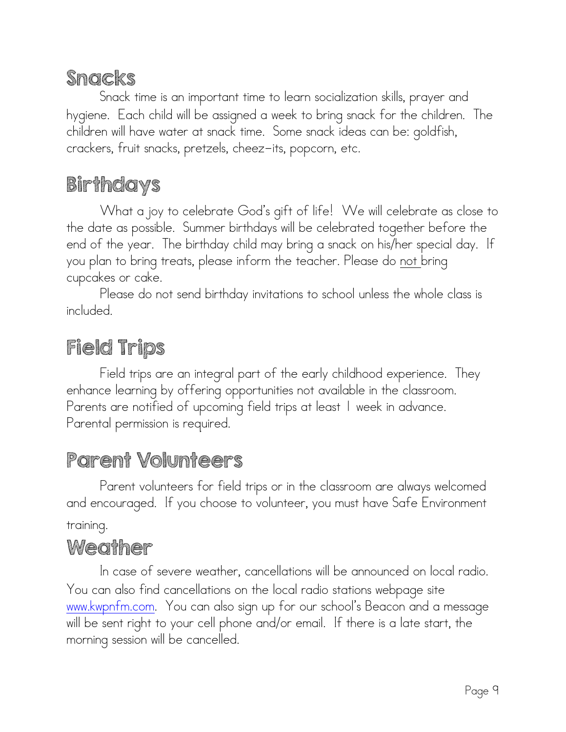## Snacks

Snack time is an important time to learn socialization skills, prayer and hygiene. Each child will be assigned a week to bring snack for the children. The children will have water at snack time. Some snack ideas can be: goldfish, crackers, fruit snacks, pretzels, cheez-its, popcorn, etc.

## Birthdays

What a joy to celebrate God's gift of life! We will celebrate as close to the date as possible. Summer birthdays will be celebrated together before the end of the year. The birthday child may bring a snack on his/her special day. If you plan to bring treats, please inform the teacher. Please do <u>not</u> bring cupcakes or cake.

Please do not send birthday invitations to school unless the whole class is included.

## Field Trips

Field trips are an integral part of the early childhood experience. They enhance learning by offering opportunities not available in the classroom. Parents are notified of upcoming field trips at least 1 week in advance. Parental permission is required.

## Parent Volunteers

Parent volunteers for field trips or in the classroom are always welcomed and encouraged. If you choose to volunteer, you must have Safe Environment training.

## Weather

In case of severe weather, cancellations will be announced on local radio. You can also find cancellations on the local radio stations webpage site [www.kwpnfm.com](http://www.kwpnfm.com). You can also sign up for our school's Beacon and a message will be sent right to your cell phone and/or email. If there is a late start, the morning session will be cancelled.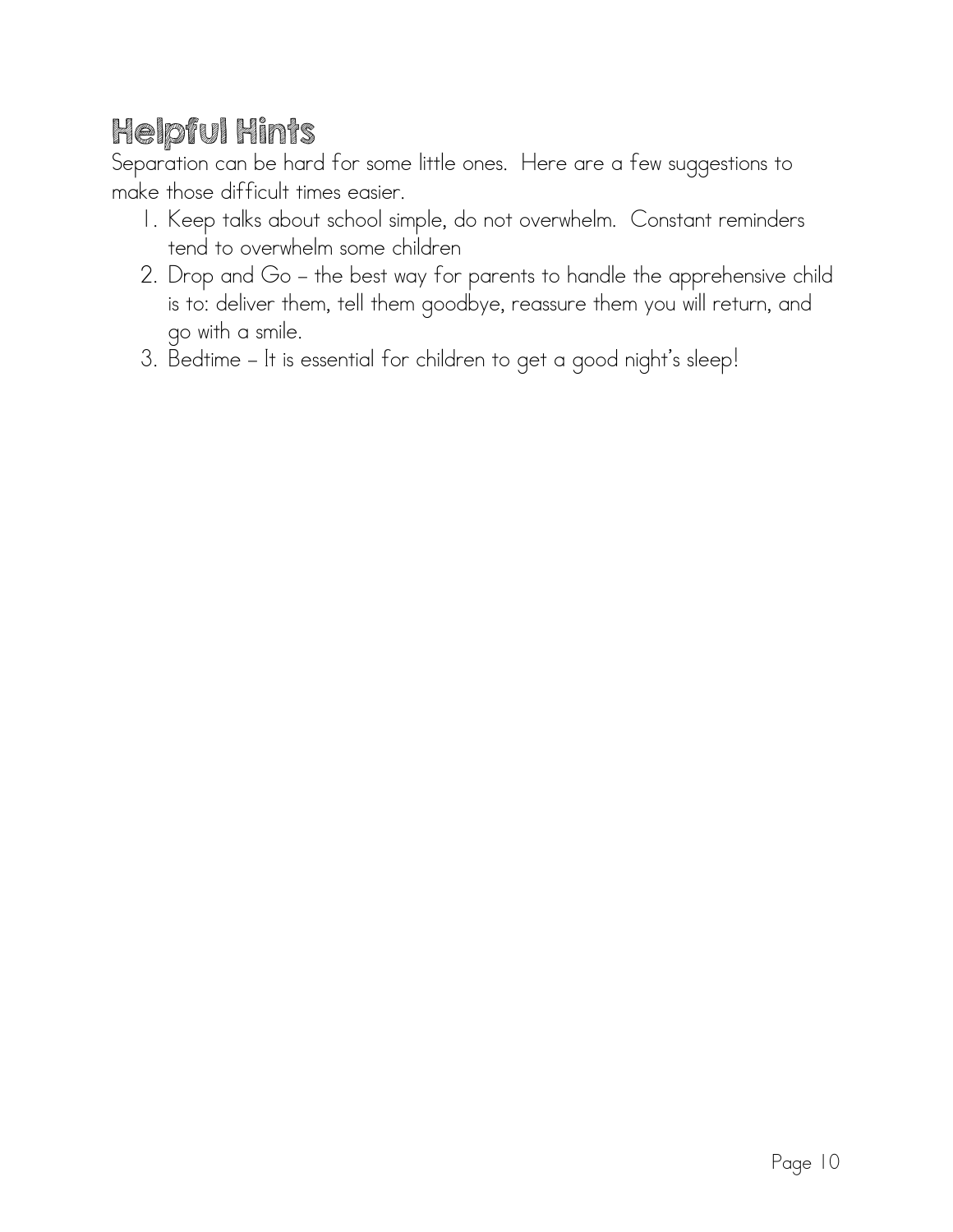## Helpful Hints

Separation can be hard for some little ones. Here are a few suggestions to make those difficult times easier.

1. Keep talks about school simple, do not overwhelm. Constant reminders tend to overwhelm some children
2. Drop and Go – the best way for parents to handle the apprehensive child is to: deliver them, tell them goodbye, reassure them you will return, and go with a smile.
3. Bedtime – It is essential for children to get a good night's sleep!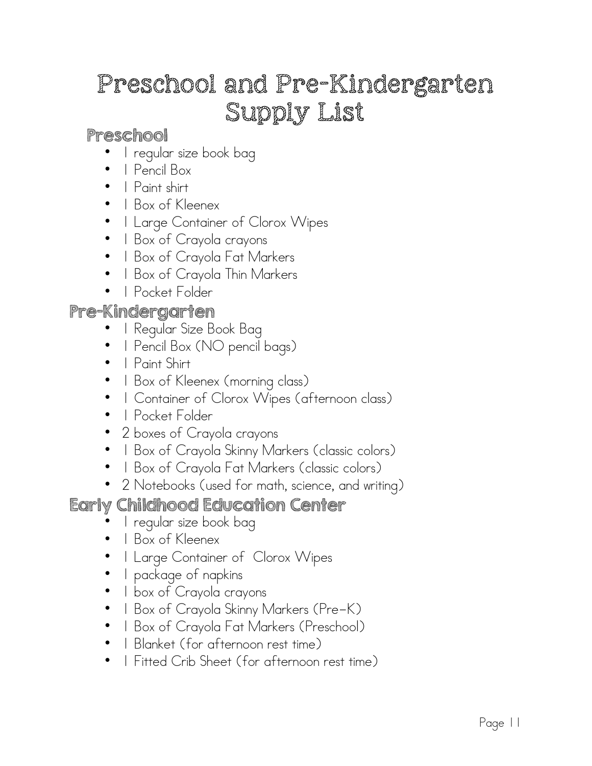# Preschool and Pre-Kindergarten Supply List

## Preschool

- 1 regular size book bag
- 1 Pencil Box
- 1 Paint shirt
- 1 Box of Kleenex
- 1 Large Container of Clorox Wipes
- 1 Box of Crayola crayons
- 1 Box of Crayola Fat Markers
- 1 Box of Crayola Thin Markers
- 1 Pocket Folder

## Pre-Kindergarten

- 1 Regular Size Book Bag
- 1 Pencil Box (NO pencil bags)
- 1 Paint Shirt
- 1 Box of Kleenex (morning class)
- 1 Container of Clorox Wipes (afternoon class)
- 1 Pocket Folder
- 2 boxes of Crayola crayons
- 1 Box of Crayola Skinny Markers (classic colors)
- 1 Box of Crayola Fat Markers (classic colors)
- 2 Notebooks (used for math, science, and writing)

## Early Childhood Education Center

- 1 regular size book bag
- 1 Box of Kleenex
- 1 Large Container of Clorox Wipes
- 1 package of napkins
- 1 box of Crayola crayons
- 1 Box of Crayola Skinny Markers (Pre-K)
- 1 Box of Crayola Fat Markers (Preschool)
- 1 Blanket (for afternoon rest time)
- 1 Fitted Crib Sheet (for afternoon rest time)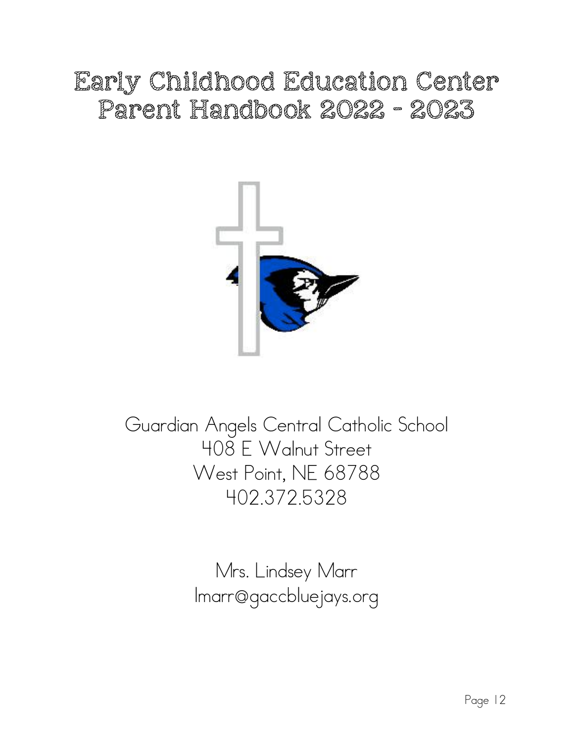# Early Childhood Education Center Parent Handbook 2022 - 2023

Guardian Angels Central Catholic School
408 E Walnut Street
West Point, NE 68788
402.372.5328

Mrs. Lindsey Marr
lmarr@gaccbluejays.org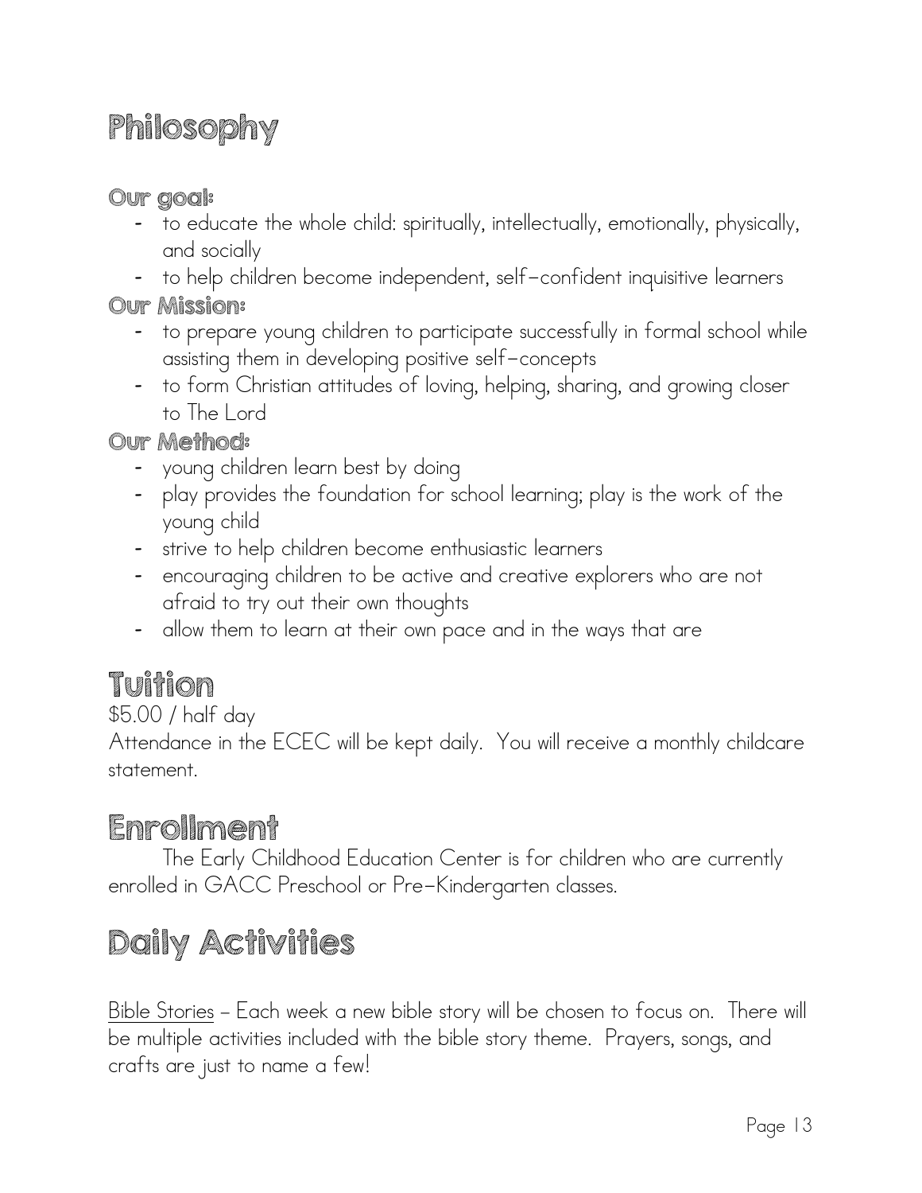# Philosophy

### Our goal:

- to educate the whole child: spiritually, intellectually, emotionally, physically, and socially
- to help children become independent, self-confident inquisitive learners

### Our Mission:

- to prepare young children to participate successfully in formal school while assisting them in developing positive self-concepts
- to form Christian attitudes of loving, helping, sharing, and growing closer to The Lord

### Our Method:

- young children learn best by doing
- play provides the foundation for school learning; play is the work of the young child
- strive to help children become enthusiastic learners
- encouraging children to be active and creative explorers who are not afraid to try out their own thoughts
- allow them to learn at their own pace and in the ways that are

# Tuition

$5.00 / half day

Attendance in the ECEC will be kept daily. You will receive a monthly childcare statement.

# Enrollment

The Early Childhood Education Center is for children who are currently enrolled in GACC Preschool or Pre-Kindergarten classes.

# Daily Activities

<u>Bible Stories</u> – Each week a new bible story will be chosen to focus on. There will be multiple activities included with the bible story theme. Prayers, songs, and crafts are just to name a few!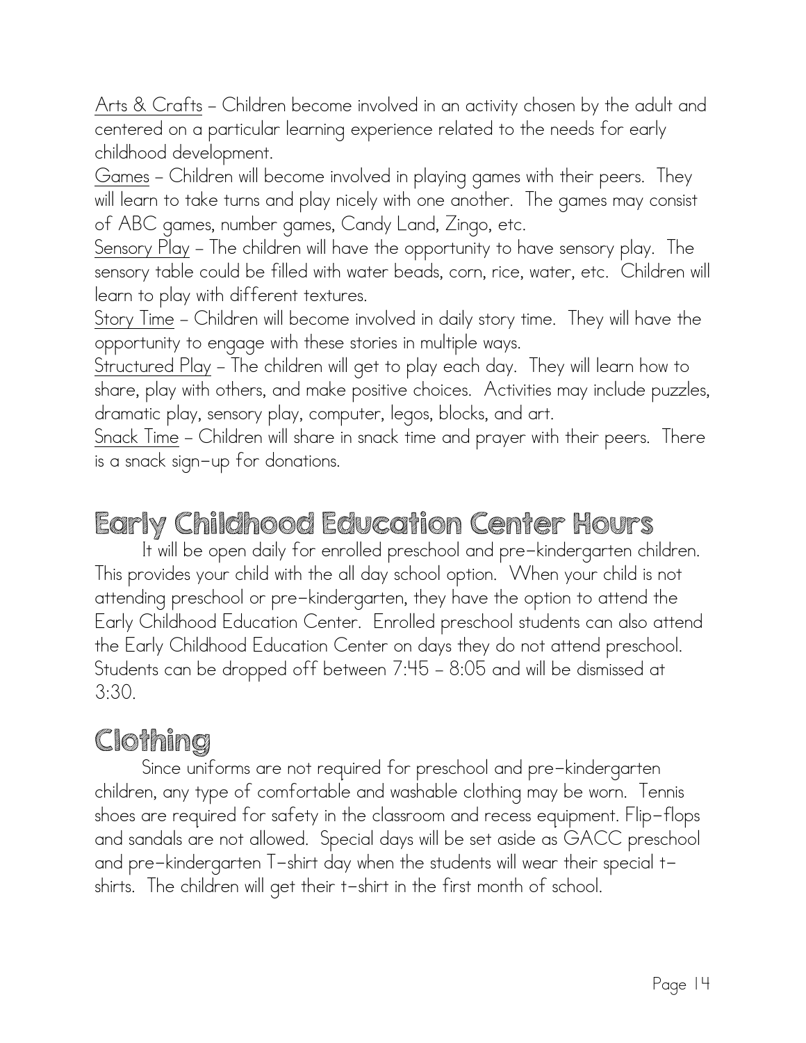Arts & Crafts – Children become involved in an activity chosen by the adult and centered on a particular learning experience related to the needs for early childhood development.

Games – Children will become involved in playing games with their peers. They will learn to take turns and play nicely with one another. The games may consist of ABC games, number games, Candy Land, Zingo, etc.

Sensory Play – The children will have the opportunity to have sensory play. The sensory table could be filled with water beads, corn, rice, water, etc. Children will learn to play with different textures.

Story Time – Children will become involved in daily story time. They will have the opportunity to engage with these stories in multiple ways.

Structured Play – The children will get to play each day. They will learn how to share, play with others, and make positive choices. Activities may include puzzles, dramatic play, sensory play, computer, legos, blocks, and art.

Snack Time – Children will share in snack time and prayer with their peers. There is a snack sign-up for donations.

## Early Childhood Education Center Hours

It will be open daily for enrolled preschool and pre-kindergarten children. This provides your child with the all day school option. When your child is not attending preschool or pre-kindergarten, they have the option to attend the Early Childhood Education Center. Enrolled preschool students can also attend the Early Childhood Education Center on days they do not attend preschool. Students can be dropped off between 7:45 – 8:05 and will be dismissed at 3:30.

## Clothing

Since uniforms are not required for preschool and pre-kindergarten children, any type of comfortable and washable clothing may be worn. Tennis shoes are required for safety in the classroom and recess equipment. Flip-flops and sandals are not allowed. Special days will be set aside as GACC preschool and pre-kindergarten T-shirt day when the students will wear their special t-shirts. The children will get their t-shirt in the first month of school.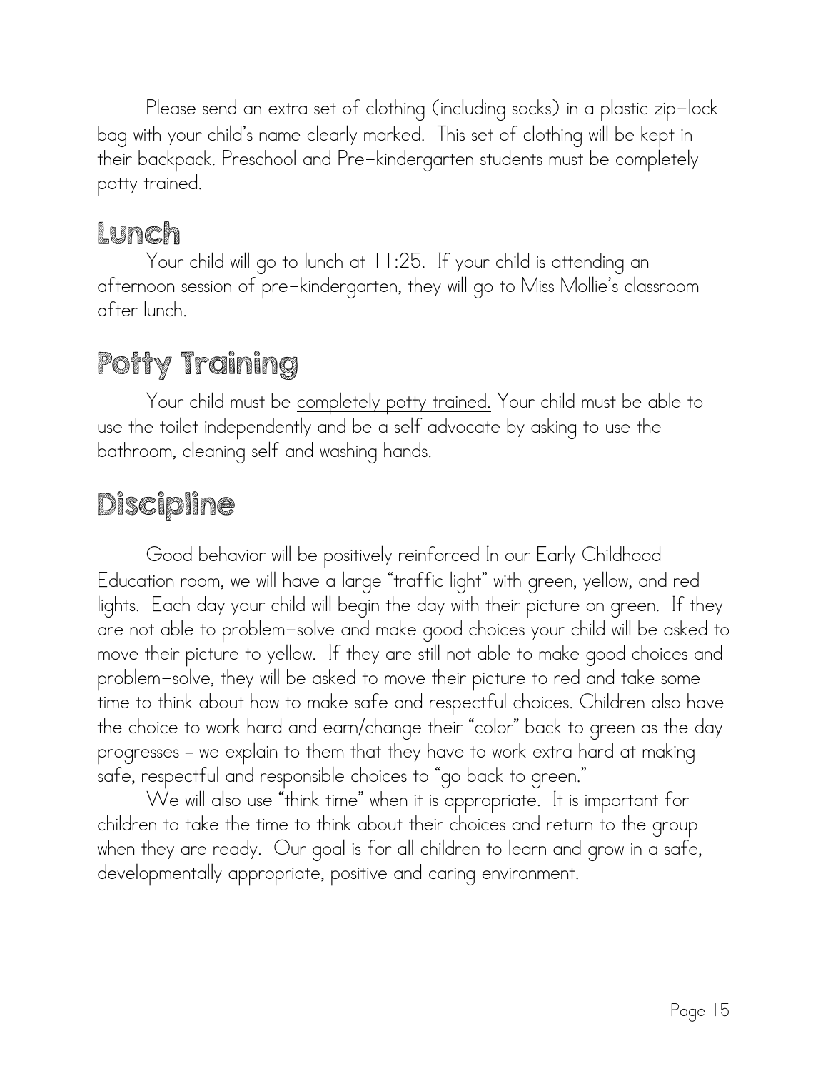Please send an extra set of clothing (including socks) in a plastic zip-lock bag with your child's name clearly marked. This set of clothing will be kept in their backpack. Preschool and Pre-kindergarten students must be <u>completely potty trained.</u>

## Lunch

Your child will go to lunch at 11:25. If your child is attending an afternoon session of pre-kindergarten, they will go to Miss Mollie's classroom after lunch.

## Potty Training

Your child must be <u>completely potty trained.</u> Your child must be able to use the toilet independently and be a self advocate by asking to use the bathroom, cleaning self and washing hands.

## Discipline

Good behavior will be positively reinforced In our Early Childhood Education room, we will have a large "traffic light" with green, yellow, and red lights. Each day your child will begin the day with their picture on green. If they are not able to problem-solve and make good choices your child will be asked to move their picture to yellow. If they are still not able to make good choices and problem-solve, they will be asked to move their picture to red and take some time to think about how to make safe and respectful choices. Children also have the choice to work hard and earn/change their "color" back to green as the day progresses – we explain to them that they have to work extra hard at making safe, respectful and responsible choices to "go back to green."

We will also use "think time" when it is appropriate. It is important for children to take the time to think about their choices and return to the group when they are ready. Our goal is for all children to learn and grow in a safe, developmentally appropriate, positive and caring environment.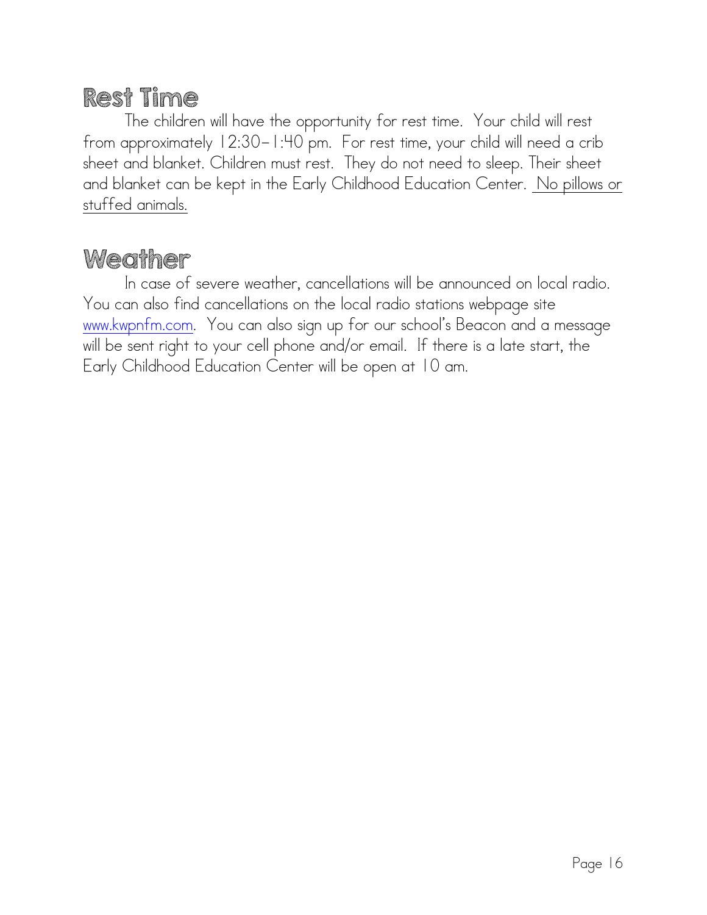## Rest Time

The children will have the opportunity for rest time. Your child will rest from approximately 12:30–1:40 pm. For rest time, your child will need a crib sheet and blanket. Children must rest. They do not need to sleep. Their sheet and blanket can be kept in the Early Childhood Education Center. <u>No pillows or stuffed animals.</u>

## Weather

In case of severe weather, cancellations will be announced on local radio. You can also find cancellations on the local radio stations webpage site [www.kwpnfm.com](http://www.kwpnfm.com). You can also sign up for our school's Beacon and a message will be sent right to your cell phone and/or email. If there is a late start, the Early Childhood Education Center will be open at 10 am.